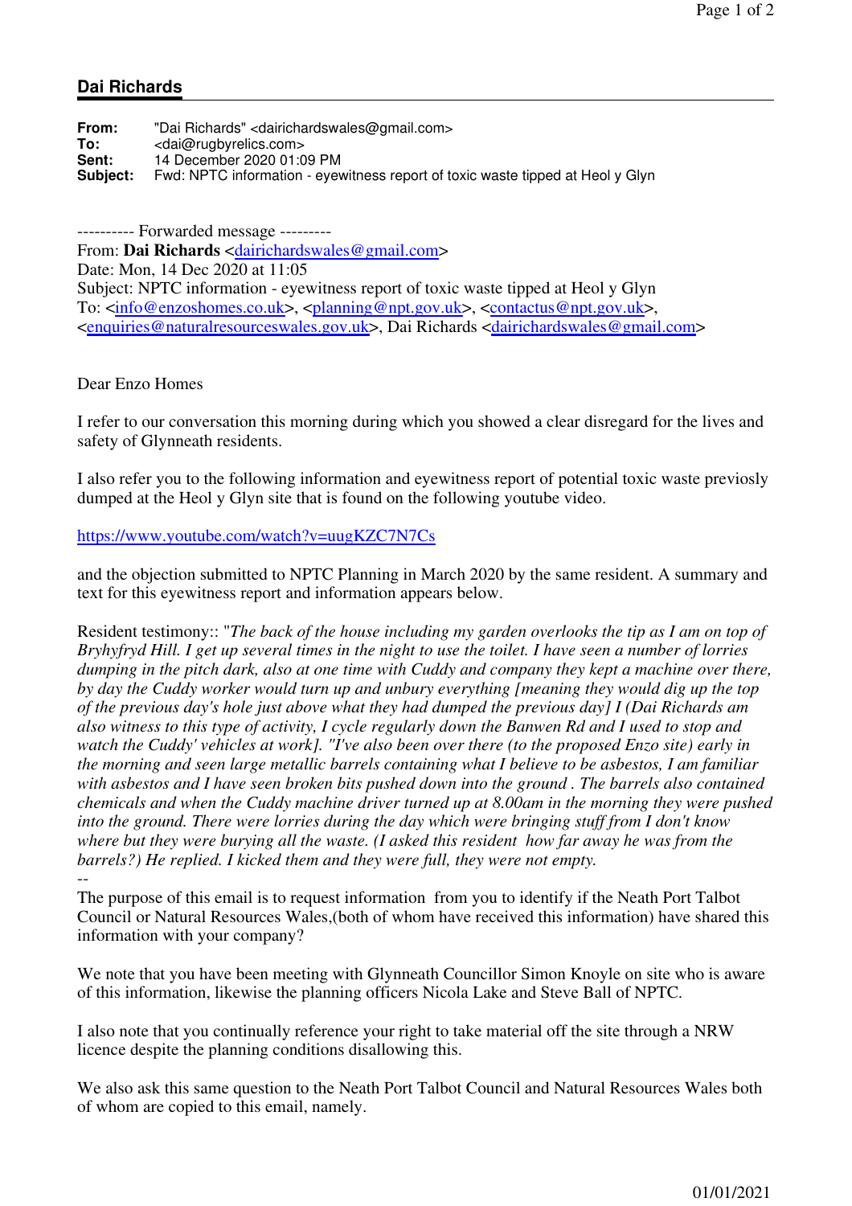## Dai Richards

**From:** "Dai Richards" <dairichardswales@gmail.com>
**To:** <dai@rugbyrelics.com>
**Sent:** 14 December 2020 01:09 PM
**Subject:** Fwd: NPTC information - eyewitness report of toxic waste tipped at Heol y Glyn

---------- Forwarded message ---------
From: **Dai Richards** <dairichardswales@gmail.com>
Date: Mon, 14 Dec 2020 at 11:05
Subject: NPTC information - eyewitness report of toxic waste tipped at Heol y Glyn
To: <info@enzoshomes.co.uk>, <planning@npt.gov.uk>, <contactus@npt.gov.uk>, <enquiries@naturalresourceswales.gov.uk>, Dai Richards <dairichardswales@gmail.com>

Dear Enzo Homes

I refer to our conversation this morning during which you showed a clear disregard for the lives and safety of Glynneath residents.

I also refer you to the following information and eyewitness report of potential toxic waste previously dumped at the Heol y Glyn site that is found on the following youtube video.

https://www.youtube.com/watch?v=uugKZC7N7Cs

and the objection submitted to NPTC Planning in March 2020 by the same resident. A summary and text for this eyewitness report and information appears below.

Resident testimony:: "*The back of the house including my garden overlooks the tip as I am on top of Bryhyfryd Hill. I get up several times in the night to use the toilet. I have seen a number of lorries dumping in the pitch dark, also at one time with Cuddy and company they kept a machine over there, by day the Cuddy worker would turn up and unbury everything [meaning they would dig up the top of the previous day's hole just above what they had dumped the previous day] I (Dai Richards am also witness to this type of activity, I cycle regularly down the Banwen Rd and I used to stop and watch the Cuddy' vehicles at work]. "I've also been over there (to the proposed Enzo site) early in the morning and seen large metallic barrels containing what I believe to be asbestos, I am familiar with asbestos and I have seen broken bits pushed down into the ground . The barrels also contained chemicals and when the Cuddy machine driver turned up at 8.00am in the morning they were pushed into the ground. There were lorries during the day which were bringing stuff from I don't know where but they were burying all the waste. (I asked this resident how far away he was from the barrels?) He replied. I kicked them and they were full, they were not empty.*

--

The purpose of this email is to request information from you to identify if the Neath Port Talbot Council or Natural Resources Wales,(both of whom have received this information) have shared this information with your company?

We note that you have been meeting with Glynneath Councillor Simon Knoyle on site who is aware of this information, likewise the planning officers Nicola Lake and Steve Ball of NPTC.

I also note that you continually reference your right to take material off the site through a NRW licence despite the planning conditions disallowing this.

We also ask this same question to the Neath Port Talbot Council and Natural Resources Wales both of whom are copied to this email, namely.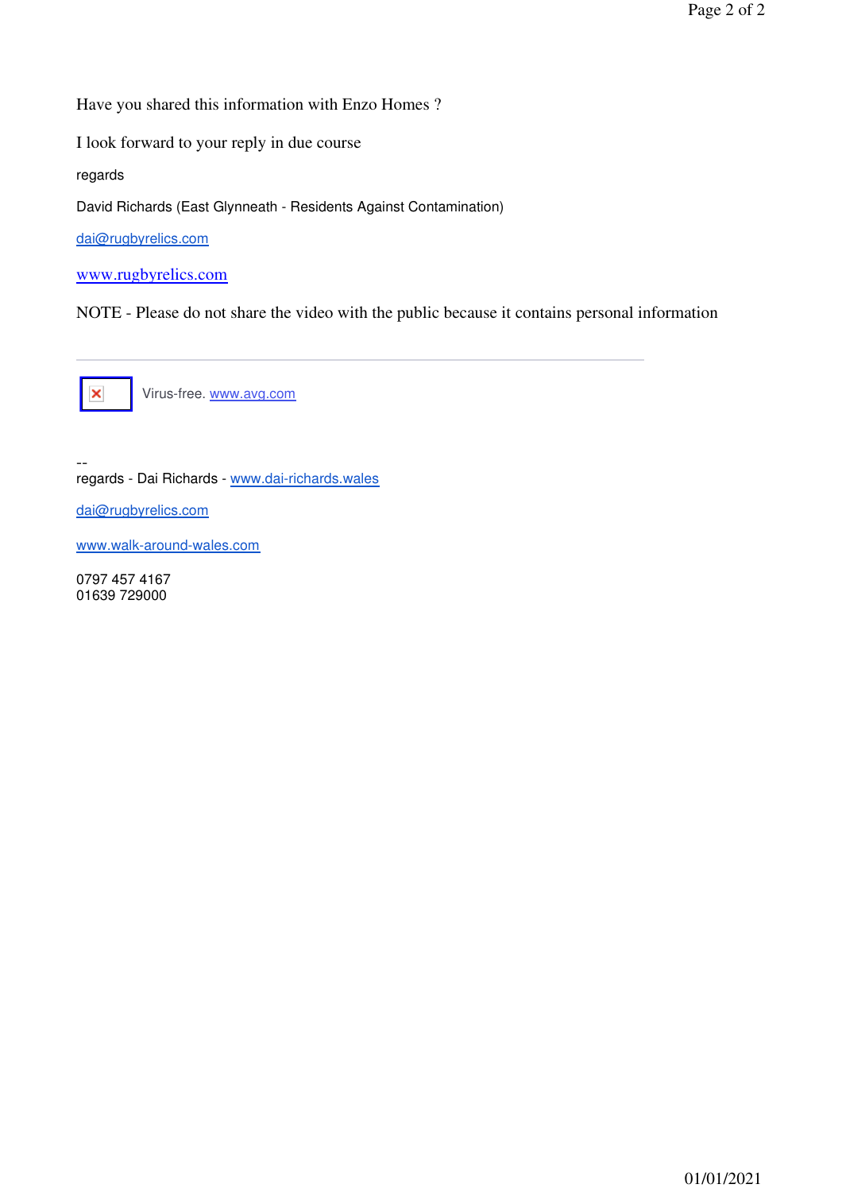Have you shared this information with Enzo Homes ?

I look forward to your reply in due course

regards

David Richards (East Glynneath - Residents Against Contamination)

dai@rugbyrelics.com

www.rugbyrelics.com

NOTE - Please do not share the video with the public because it contains personal information

---

Virus-free. www.avg.com

--
regards - Dai Richards - www.dai-richards.wales

dai@rugbyrelics.com

www.walk-around-wales.com

0797 457 4167
01639 729000